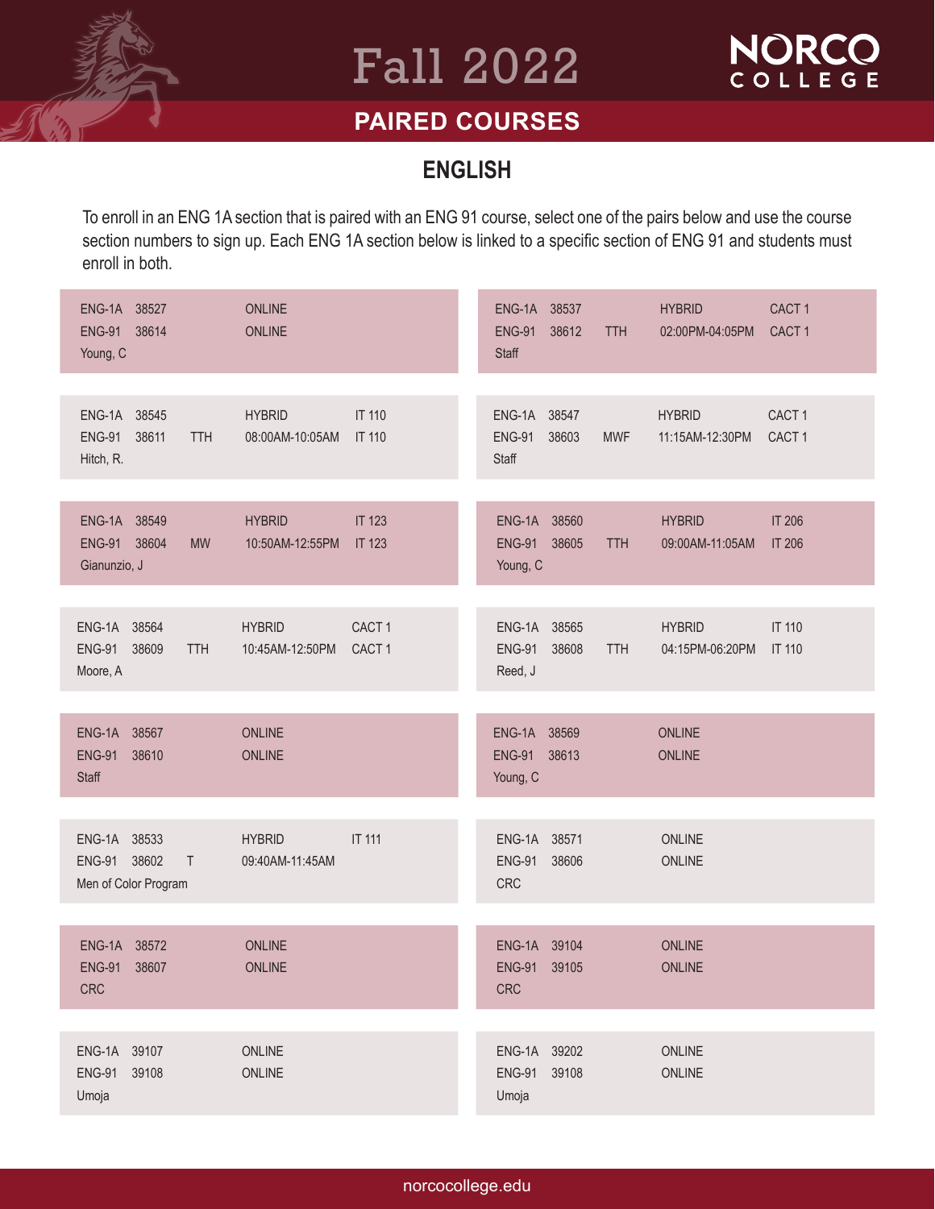# Fall 2022

## PAIRED COURSES

### ENGLISH

To enroll in an ENG 1A section that is paired with an ENG 91 course, select one of the pairs below and use the course section numbers to sign up. Each ENG 1A section below is linked to a specific section of ENG 91 and students must enroll in both.

| Course | Section | Days | Time/Format | Room |
|---|---|---|---|---|
| ENG-1A | 38527 | | ONLINE | |
| ENG-91 | 38614 | | ONLINE | |
| Young, C | | | | |

| Course | Section | Days | Time/Format | Room |
|---|---|---|---|---|
| ENG-1A | 38537 | | HYBRID | CACT 1 |
| ENG-91 | 38612 | TTH | 02:00PM-04:05PM | CACT 1 |
| Staff | | | | |

| Course | Section | Days | Time/Format | Room |
|---|---|---|---|---|
| ENG-1A | 38545 | | HYBRID | IT 110 |
| ENG-91 | 38611 | TTH | 08:00AM-10:05AM | IT 110 |
| Hitch, R. | | | | |

| Course | Section | Days | Time/Format | Room |
|---|---|---|---|---|
| ENG-1A | 38547 | | HYBRID | CACT 1 |
| ENG-91 | 38603 | MWF | 11:15AM-12:30PM | CACT 1 |
| Staff | | | | |

| Course | Section | Days | Time/Format | Room |
|---|---|---|---|---|
| ENG-1A | 38549 | | HYBRID | IT 123 |
| ENG-91 | 38604 | MW | 10:50AM-12:55PM | IT 123 |
| Gianunzio, J | | | | |

| Course | Section | Days | Time/Format | Room |
|---|---|---|---|---|
| ENG-1A | 38560 | | HYBRID | IT 206 |
| ENG-91 | 38605 | TTH | 09:00AM-11:05AM | IT 206 |
| Young, C | | | | |

| Course | Section | Days | Time/Format | Room |
|---|---|---|---|---|
| ENG-1A | 38564 | | HYBRID | CACT 1 |
| ENG-91 | 38609 | TTH | 10:45AM-12:50PM | CACT 1 |
| Moore, A | | | | |

| Course | Section | Days | Time/Format | Room |
|---|---|---|---|---|
| ENG-1A | 38565 | | HYBRID | IT 110 |
| ENG-91 | 38608 | TTH | 04:15PM-06:20PM | IT 110 |
| Reed, J | | | | |

| Course | Section | Days | Time/Format | Room |
|---|---|---|---|---|
| ENG-1A | 38567 | | ONLINE | |
| ENG-91 | 38610 | | ONLINE | |
| Staff | | | | |

| Course | Section | Days | Time/Format | Room |
|---|---|---|---|---|
| ENG-1A | 38569 | | ONLINE | |
| ENG-91 | 38613 | | ONLINE | |
| Young, C | | | | |

| Course | Section | Days | Time/Format | Room |
|---|---|---|---|---|
| ENG-1A | 38533 | | HYBRID | IT 111 |
| ENG-91 | 38602 | T | 09:40AM-11:45AM | |
| Men of Color Program | | | | |

| Course | Section | Days | Time/Format | Room |
|---|---|---|---|---|
| ENG-1A | 38571 | | ONLINE | |
| ENG-91 | 38606 | | ONLINE | |
| CRC | | | | |

| Course | Section | Days | Time/Format | Room |
|---|---|---|---|---|
| ENG-1A | 38572 | | ONLINE | |
| ENG-91 | 38607 | | ONLINE | |
| CRC | | | | |

| Course | Section | Days | Time/Format | Room |
|---|---|---|---|---|
| ENG-1A | 39104 | | ONLINE | |
| ENG-91 | 39105 | | ONLINE | |
| CRC | | | | |

| Course | Section | Days | Time/Format | Room |
|---|---|---|---|---|
| ENG-1A | 39107 | | ONLINE | |
| ENG-91 | 39108 | | ONLINE | |
| Umoja | | | | |

| Course | Section | Days | Time/Format | Room |
|---|---|---|---|---|
| ENG-1A | 39202 | | ONLINE | |
| ENG-91 | 39108 | | ONLINE | |
| Umoja | | | | |

norcocollege.edu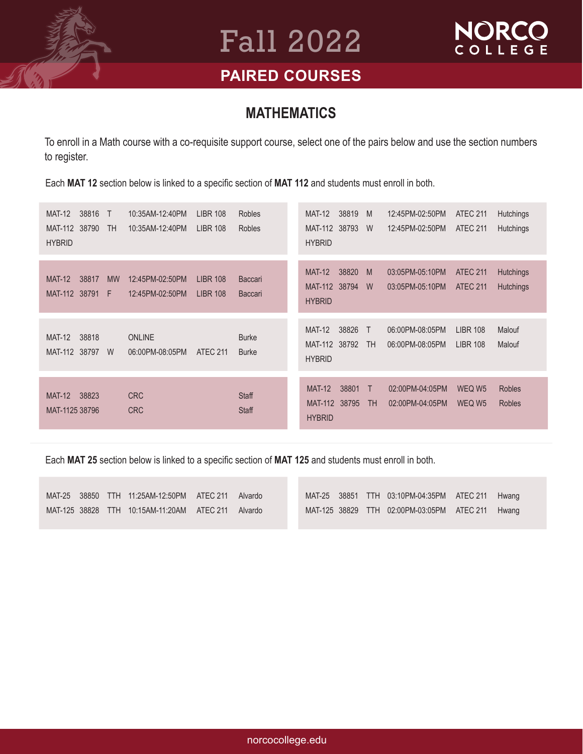# Fall 2022

## PAIRED COURSES

## MATHEMATICS

To enroll in a Math course with a co-requisite support course, select one of the pairs below and use the section numbers to register.

Each **MAT 12** section below is linked to a specific section of **MAT 112** and students must enroll in both.

| | | | | | |
|---|---|---|---|---|---|
| MAT-12 | 38816 | T | 10:35AM-12:40PM | LIBR 108 | Robles |
| MAT-112 | 38790 | TH | 10:35AM-12:40PM | LIBR 108 | Robles |
| HYBRID | | | | | |

| | | | | | |
|---|---|---|---|---|---|
| MAT-12 | 38819 | M | 12:45PM-02:50PM | ATEC 211 | Hutchings |
| MAT-112 | 38793 | W | 12:45PM-02:50PM | ATEC 211 | Hutchings |
| HYBRID | | | | | |

| | | | | | |
|---|---|---|---|---|---|
| MAT-12 | 38817 | MW | 12:45PM-02:50PM | LIBR 108 | Baccari |
| MAT-112 | 38791 | F | 12:45PM-02:50PM | LIBR 108 | Baccari |

| | | | | | |
|---|---|---|---|---|---|
| MAT-12 | 38820 | M | 03:05PM-05:10PM | ATEC 211 | Hutchings |
| MAT-112 | 38794 | W | 03:05PM-05:10PM | ATEC 211 | Hutchings |
| HYBRID | | | | | |

| | | | | | |
|---|---|---|---|---|---|
| MAT-12 | 38818 | | ONLINE | | Burke |
| MAT-112 | 38797 | W | 06:00PM-08:05PM | ATEC 211 | Burke |

| | | | | | |
|---|---|---|---|---|---|
| MAT-12 | 38826 | T | 06:00PM-08:05PM | LIBR 108 | Malouf |
| MAT-112 | 38792 | TH | 06:00PM-08:05PM | LIBR 108 | Malouf |
| HYBRID | | | | | |

| | | | | | |
|---|---|---|---|---|---|
| MAT-12 | 38823 | | CRC | | Staff |
| MAT-1125 | 38796 | | CRC | | Staff |

| | | | | | |
|---|---|---|---|---|---|
| MAT-12 | 38801 | T | 02:00PM-04:05PM | WEQ W5 | Robles |
| MAT-112 | 38795 | TH | 02:00PM-04:05PM | WEQ W5 | Robles |
| HYBRID | | | | | |

Each **MAT 25** section below is linked to a specific section of **MAT 125** and students must enroll in both.

| | | | | | |
|---|---|---|---|---|---|
| MAT-25 | 38850 | TTH | 11:25AM-12:50PM | ATEC 211 | Alvardo |
| MAT-125 | 38828 | TTH | 10:15AM-11:20AM | ATEC 211 | Alvardo |

| | | | | | |
|---|---|---|---|---|---|
| MAT-25 | 38851 | TTH | 03:10PM-04:35PM | ATEC 211 | Hwang |
| MAT-125 | 38829 | TTH | 02:00PM-03:05PM | ATEC 211 | Hwang |

norcocollege.edu